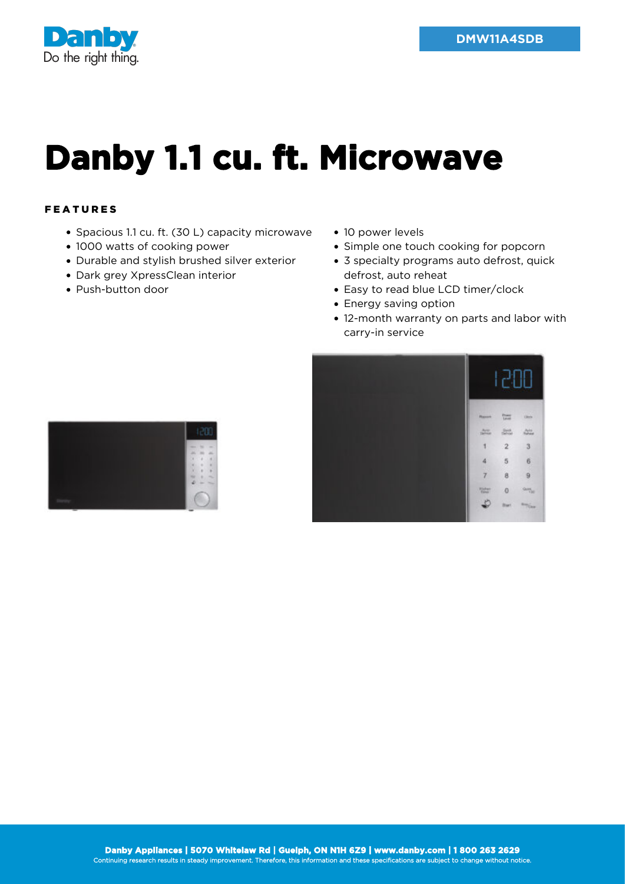DMW11A4SDB

# Danby 1.1 cu. ft. Microwave

## FEATURES

- Spacious 1.1 cu. ft. (30 L) capacity microwave
- 1000 watts of cooking power
- Durable and stylish brushed silver exterior
- Dark grey XpressClean interior
- Push-button door
- 10 power levels
- Simple one touch cooking for popcorn
- 3 specialty programs auto defrost, quick defrost, auto reheat
- Easy to read blue LCD timer/clock
- Energy saving option
- 12-month warranty on parts and labor with carry-in service

**Danby Appliances | 5070 Whitelaw Rd | Guelph, ON N1H 6Z9 | www.danby.com | 1 800 263 2629**

Continuing research results in steady improvement. Therefore, this information and these specifications are subject to change without notice.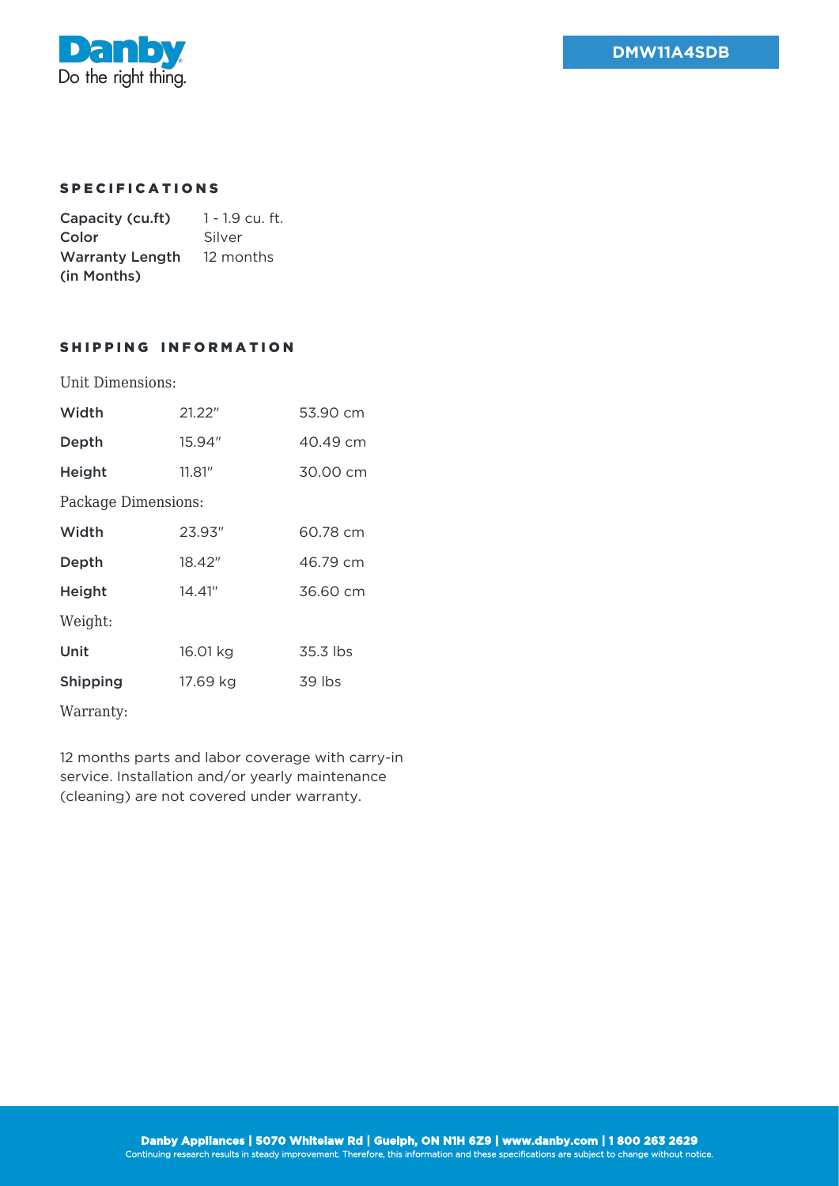**DMW11A4SDB**

## SPECIFICATIONS

| | |
|---|---|
| **Capacity (cu.ft)** | 1 - 1.9 cu. ft. |
| **Color** | Silver |
| **Warranty Length (in Months)** | 12 months |

## SHIPPING INFORMATION

| | | |
|---|---|---|
| Unit Dimensions: | | |
| **Width** | 21.22″ | 53.90 cm |
| **Depth** | 15.94″ | 40.49 cm |
| **Height** | 11.81″ | 30.00 cm |
| Package Dimensions: | | |
| **Width** | 23.93″ | 60.78 cm |
| **Depth** | 18.42″ | 46.79 cm |
| **Height** | 14.41″ | 36.60 cm |
| Weight: | | |
| **Unit** | 16.01 kg | 35.3 lbs |
| **Shipping** | 17.69 kg | 39 lbs |

Warranty:

12 months parts and labor coverage with carry-in service. Installation and/or yearly maintenance (cleaning) are not covered under warranty.

**Danby Appliances | 5070 Whitelaw Rd | Guelph, ON N1H 6Z9 | www.danby.com | 1 800 263 2629**
Continuing research results in steady improvement. Therefore, this information and these specifications are subject to change without notice.